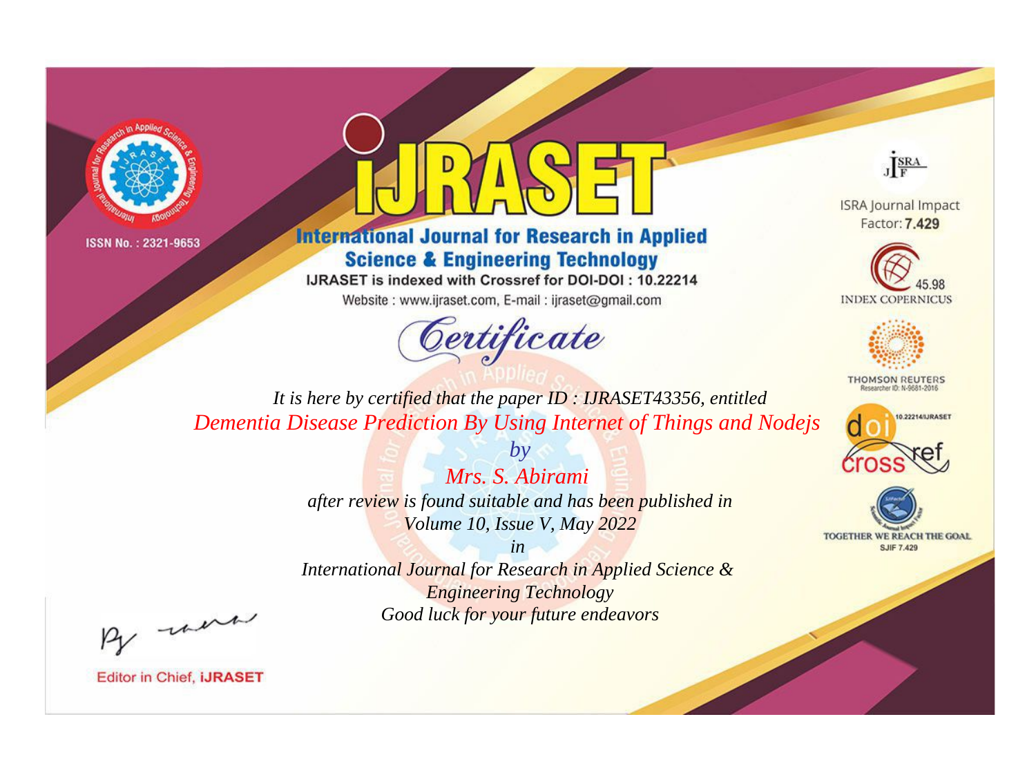ISSN No. : 2321-9653

# iJRASET

## International Journal for Research in Applied Science & Engineering Technology

IJRASET is indexed with Crossref for DOI-DOI : 10.22214

Website : www.ijraset.com, E-mail : ijraset@gmail.com

ISRA Journal Impact Factor: **7.429**

45.98 INDEX COPERNICUS

THOMSON REUTERS Researcher ID: N-9681-2016

10.22214/IJRASET

TOGETHER WE REACH THE GOAL SJIF 7.429

## *Certificate*

*It is here by certified that the paper ID : IJRASET43356, entitled*

*Dementia Disease Prediction By Using Internet of Things and Nodejs*

*by*

*Mrs. S. Abirami*

*after review is found suitable and has been published in*

*Volume 10, Issue V, May 2022*

*in*

*International Journal for Research in Applied Science & Engineering Technology*

*Good luck for your future endeavors*

Editor in Chief, **iJRASET**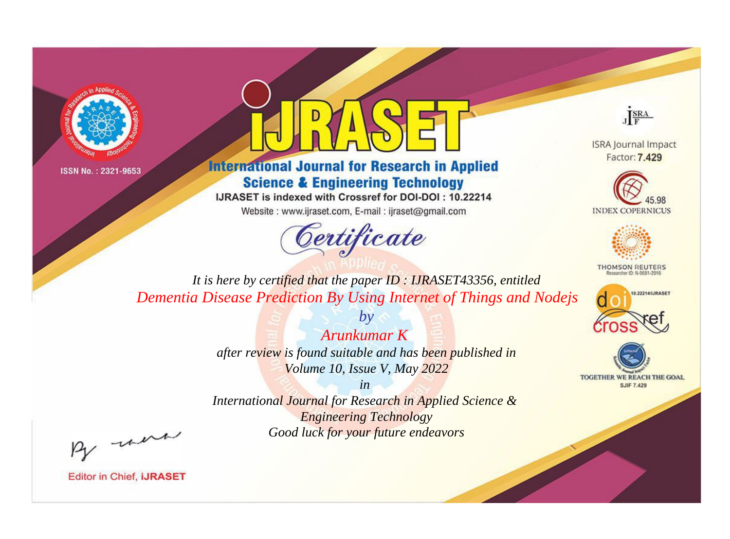ISSN No. : 2321-9653

# iJRASET

## International Journal for Research in Applied Science & Engineering Technology

IJRASET is indexed with Crossref for DOI-DOI : 10.22214

Website : www.ijraset.com, E-mail : ijraset@gmail.com

ISRA Journal Impact Factor: **7.429**

45.98 INDEX COPERNICUS

THOMSON REUTERS Researcher ID: N-9681-2016

10.22214/IJRASET

TOGETHER WE REACH THE GOAL SJIF 7.429

# *Certificate*

*It is here by certified that the paper ID : IJRASET43356, entitled*

*Dementia Disease Prediction By Using Internet of Things and Nodejs*

*by*

*Arunkumar K*

*after review is found suitable and has been published in*

*Volume 10, Issue V, May 2022*

*in*

*International Journal for Research in Applied Science & Engineering Technology*

*Good luck for your future endeavors*

Editor in Chief, **iJRASET**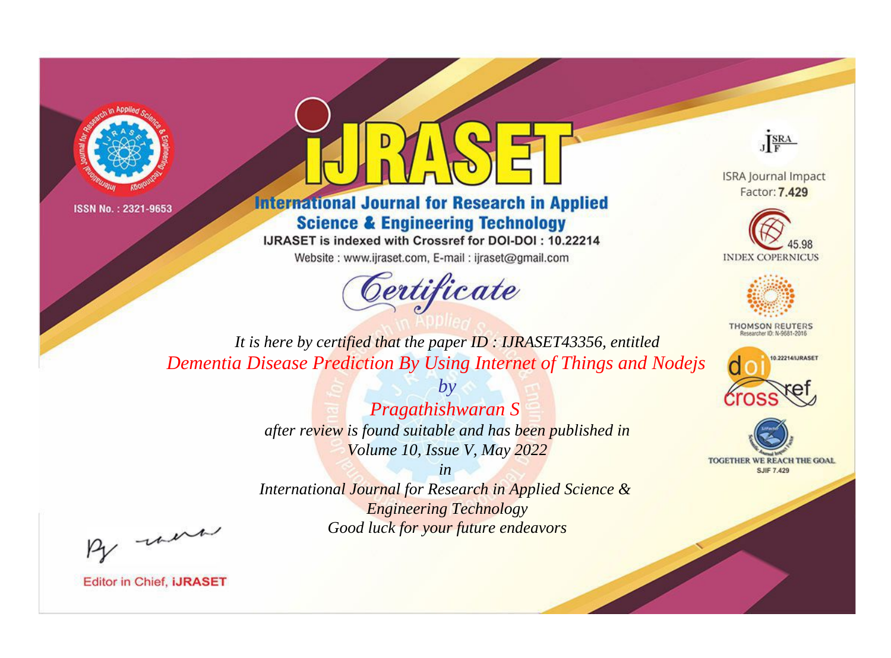ISSN No. : 2321-9653

# iJRASET

## International Journal for Research in Applied Science & Engineering Technology

IJRASET is indexed with Crossref for DOI-DOI : 10.22214

Website : www.ijraset.com, E-mail : ijraset@gmail.com

ISRA Journal Impact Factor: **7.429**

45.98 INDEX COPERNICUS

THOMSON REUTERS Researcher ID: N-9681-2016

10.22214/IJRASET

TOGETHER WE REACH THE GOAL SJIF 7.429

*Certificate*

*It is here by certified that the paper ID : IJRASET43356, entitled*

*Dementia Disease Prediction By Using Internet of Things and Nodejs*

*by*

*Pragathishwaran S*

*after review is found suitable and has been published in*

*Volume 10, Issue V, May 2022*

*in*

*International Journal for Research in Applied Science & Engineering Technology*

*Good luck for your future endeavors*

Editor in Chief, **iJRASET**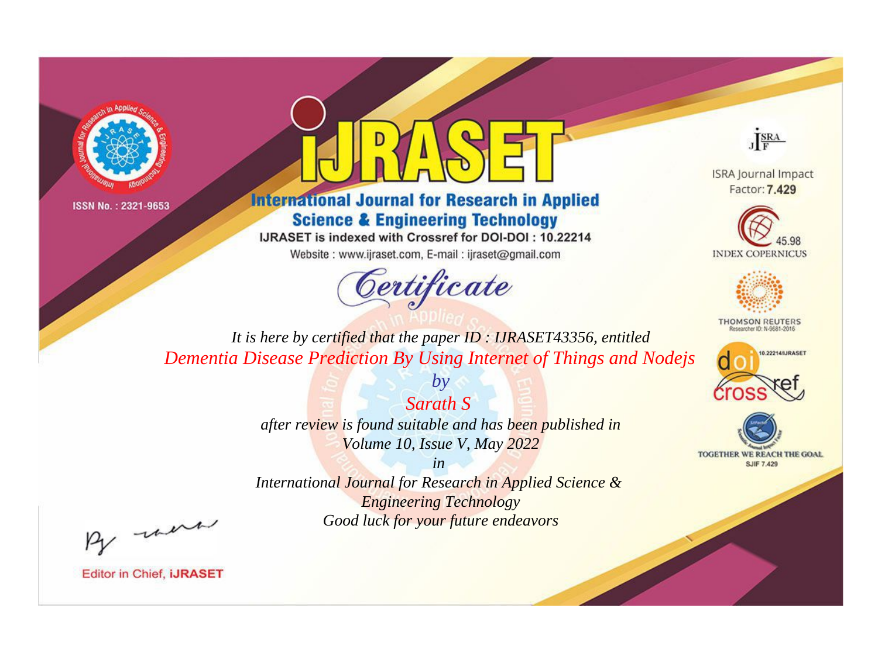ISSN No. : 2321-9653

# IJRASET

## International Journal for Research in Applied Science & Engineering Technology

IJRASET is indexed with Crossref for DOI-DOI : 10.22214

Website : www.ijraset.com, E-mail : ijraset@gmail.com

ISRA Journal Impact Factor: **7.429**

45.98 INDEX COPERNICUS

THOMSON REUTERS Researcher ID: N-9681-2016

10.22214/IJRASET

TOGETHER WE REACH THE GOAL SJIF 7.429

*Certificate*

*It is here by certified that the paper ID : IJRASET43356, entitled*

*Dementia Disease Prediction By Using Internet of Things and Nodejs*

*by*

*Sarath S*

*after review is found suitable and has been published in*

*Volume 10, Issue V, May 2022*

*in*

*International Journal for Research in Applied Science & Engineering Technology*

*Good luck for your future endeavors*

Editor in Chief, **iJRASET**